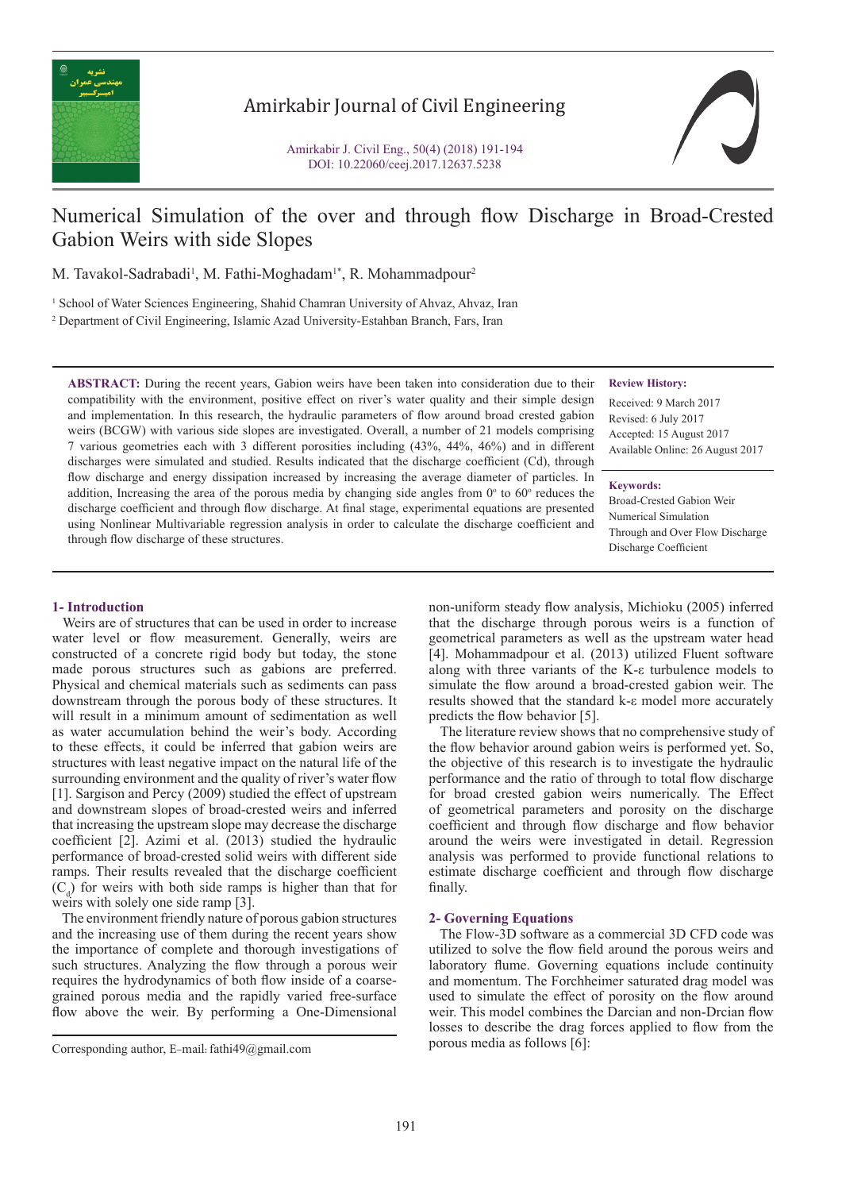# Numerical Simulation of the over and through flow Discharge in Broad-Crested Gabion Weirs with side Slopes

M. Tavakol-Sadrabadi[1], M. Fathi-Moghadam[1*], R. Mohammadpour[2]

[1] School of Water Sciences Engineering, Shahid Chamran University of Ahvaz, Ahvaz, Iran

[2] Department of Civil Engineering, Islamic Azad University-Estahban Branch, Fars, Iran

**ABSTRACT:** During the recent years, Gabion weirs have been taken into consideration due to their compatibility with the environment, positive effect on river's water quality and their simple design and implementation. In this research, the hydraulic parameters of flow around broad crested gabion weirs (BCGW) with various side slopes are investigated. Overall, a number of 21 models comprising 7 various geometries each with 3 different porosities including (43%, 44%, 46%) and in different discharges were simulated and studied. Results indicated that the discharge coefficient (Cd), through flow discharge and energy dissipation increased by increasing the average diameter of particles. In addition, Increasing the area of the porous media by changing side angles from 0º to 60º reduces the discharge coefficient and through flow discharge. At final stage, experimental equations are presented using Nonlinear Multivariable regression analysis in order to calculate the discharge coefficient and through flow discharge of these structures.

**Review History:**

Received: 9 March 2017
Revised: 6 July 2017
Accepted: 15 August 2017
Available Online: 26 August 2017

**Keywords:**

Broad-Crested Gabion Weir
Numerical Simulation
Through and Over Flow Discharge
Discharge Coefficient

## 1- Introduction

Weirs are of structures that can be used in order to increase water level or flow measurement. Generally, weirs are constructed of a concrete rigid body but today, the stone made porous structures such as gabions are preferred. Physical and chemical materials such as sediments can pass downstream through the porous body of these structures. It will result in a minimum amount of sedimentation as well as water accumulation behind the weir's body. According to these effects, it could be inferred that gabion weirs are structures with least negative impact on the natural life of the surrounding environment and the quality of river's water flow [1]. Sargison and Percy (2009) studied the effect of upstream and downstream slopes of broad-crested weirs and inferred that increasing the upstream slope may decrease the discharge coefficient [2]. Azimi et al. (2013) studied the hydraulic performance of broad-crested solid weirs with different side ramps. Their results revealed that the discharge coefficient ($C_d$) for weirs with both side ramps is higher than that for weirs with solely one side ramp [3].

The environment friendly nature of porous gabion structures and the increasing use of them during the recent years show the importance of complete and thorough investigations of such structures. Analyzing the flow through a porous weir requires the hydrodynamics of both flow inside of a coarse-grained porous media and the rapidly varied free-surface flow above the weir. By performing a One-Dimensional non-uniform steady flow analysis, Michioku (2005) inferred that the discharge through porous weirs is a function of geometrical parameters as well as the upstream water head [4]. Mohammadpour et al. (2013) utilized Fluent software along with three variants of the K-ε turbulence models to simulate the flow around a broad-crested gabion weir. The results showed that the standard k-ε model more accurately predicts the flow behavior [5].

The literature review shows that no comprehensive study of the flow behavior around gabion weirs is performed yet. So, the objective of this research is to investigate the hydraulic performance and the ratio of through to total flow discharge for broad crested gabion weirs numerically. The Effect of geometrical parameters and porosity on the discharge coefficient and through flow discharge and flow behavior around the weirs were investigated in detail. Regression analysis was performed to provide functional relations to estimate discharge coefficient and through flow discharge finally.

## 2- Governing Equations

The Flow-3D software as a commercial 3D CFD code was utilized to solve the flow field around the porous weirs and laboratory flume. Governing equations include continuity and momentum. The Forchheimer saturated drag model was used to simulate the effect of porosity on the flow around weir. This model combines the Darcian and non-Drcian flow losses to describe the drag forces applied to flow from the porous media as follows [6]:

Corresponding author, E-mail: fathi49@gmail.com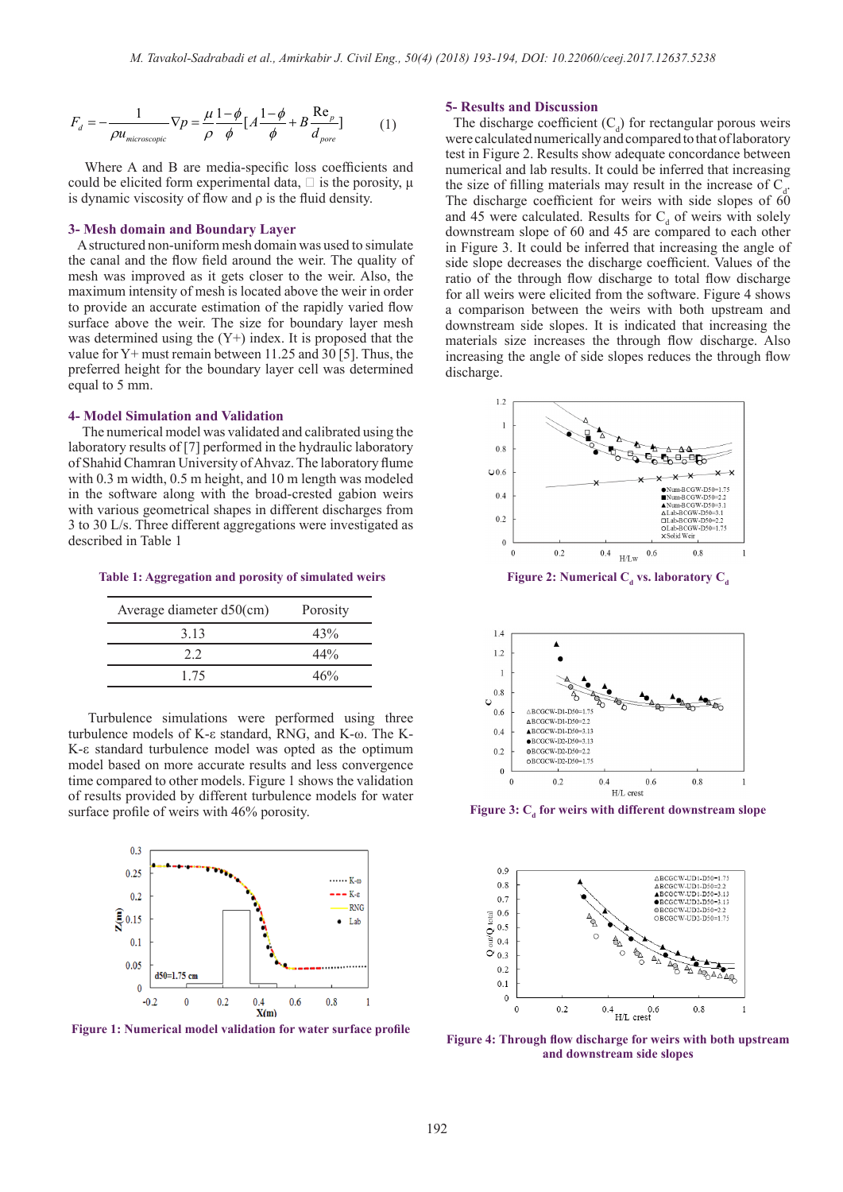$$F_d = -\frac{1}{\rho u_{microscopic}} \nabla p = \frac{\mu}{\rho} \frac{1-\phi}{\phi} [A \frac{1-\phi}{\phi} + B \frac{\text{Re}_p}{d_{pore}}] \quad (1)$$

Where A and B are media-specific loss coefficients and could be elicited form experimental data, $\phi$ is the porosity, μ is dynamic viscosity of flow and ρ is the fluid density.

## 3- Mesh domain and Boundary Layer

A structured non-uniform mesh domain was used to simulate the canal and the flow field around the weir. The quality of mesh was improved as it gets closer to the weir. Also, the maximum intensity of mesh is located above the weir in order to provide an accurate estimation of the rapidly varied flow surface above the weir. The size for boundary layer mesh was determined using the (Y+) index. It is proposed that the value for Y+ must remain between 11.25 and 30 [5]. Thus, the preferred height for the boundary layer cell was determined equal to 5 mm.

## 4- Model Simulation and Validation

The numerical model was validated and calibrated using the laboratory results of [7] performed in the hydraulic laboratory of Shahid Chamran University of Ahvaz. The laboratory flume with 0.3 m width, 0.5 m height, and 10 m length was modeled in the software along with the broad-crested gabion weirs with various geometrical shapes in different discharges from 3 to 30 L/s. Three different aggregations were investigated as described in Table 1

**Table 1: Aggregation and porosity of simulated weirs**

| Average diameter d50(cm) | Porosity |
|---|---|
| 3.13 | 43% |
| 2.2 | 44% |
| 1.75 | 46% |

Turbulence simulations were performed using three turbulence models of K-ε standard, RNG, and K-ω. The K-K-ε standard turbulence model was opted as the optimum model based on more accurate results and less convergence time compared to other models. Figure 1 shows the validation of results provided by different turbulence models for water surface profile of weirs with 46% porosity.

**Figure 1: Numerical model validation for water surface profile**

## 5- Results and Discussion

The discharge coefficient ($C_d$) for rectangular porous weirs were calculated numerically and compared to that of laboratory test in Figure 2. Results show adequate concordance between numerical and lab results. It could be inferred that increasing the size of filling materials may result in the increase of $C_d$. The discharge coefficient for weirs with side slopes of 60 and 45 were calculated. Results for $C_d$ of weirs with solely downstream slope of 60 and 45 are compared to each other in Figure 3. It could be inferred that increasing the angle of side slope decreases the discharge coefficient. Values of the ratio of the through flow discharge to total flow discharge for all weirs were elicited from the software. Figure 4 shows a comparison between the weirs with both upstream and downstream side slopes. It is indicated that increasing the materials size increases the through flow discharge. Also increasing the angle of side slopes reduces the through flow discharge.

**Figure 2: Numerical $C_d$ vs. laboratory $C_d$**

**Figure 3: $C_d$ for weirs with different downstream slope**

**Figure 4: Through flow discharge for weirs with both upstream and downstream side slopes**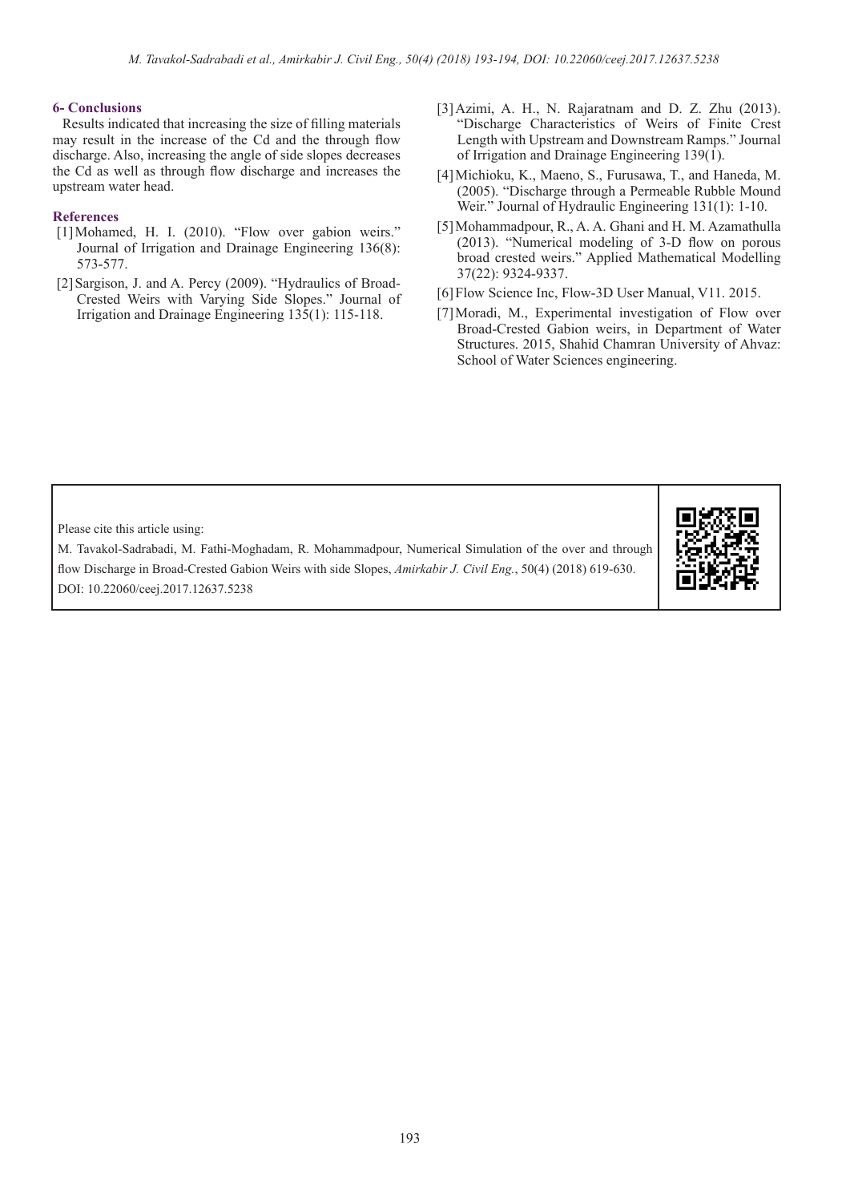## 6- Conclusions

Results indicated that increasing the size of filling materials may result in the increase of the Cd and the through flow discharge. Also, increasing the angle of side slopes decreases the Cd as well as through flow discharge and increases the upstream water head.

## References

[1] Mohamed, H. I. (2010). "Flow over gabion weirs." Journal of Irrigation and Drainage Engineering 136(8): 573-577.

[2] Sargison, J. and A. Percy (2009). "Hydraulics of Broad-Crested Weirs with Varying Side Slopes." Journal of Irrigation and Drainage Engineering 135(1): 115-118.

[3] Azimi, A. H., N. Rajaratnam and D. Z. Zhu (2013). "Discharge Characteristics of Weirs of Finite Crest Length with Upstream and Downstream Ramps." Journal of Irrigation and Drainage Engineering 139(1).

[4] Michioku, K., Maeno, S., Furusawa, T., and Haneda, M. (2005). "Discharge through a Permeable Rubble Mound Weir." Journal of Hydraulic Engineering 131(1): 1-10.

[5] Mohammadpour, R., A. A. Ghani and H. M. Azamathulla (2013). "Numerical modeling of 3-D flow on porous broad crested weirs." Applied Mathematical Modelling 37(22): 9324-9337.

[6] Flow Science Inc, Flow-3D User Manual, V11. 2015.

[7] Moradi, M., Experimental investigation of Flow over Broad-Crested Gabion weirs, in Department of Water Structures. 2015, Shahid Chamran University of Ahvaz: School of Water Sciences engineering.

Please cite this article using:

M. Tavakol-Sadrabadi, M. Fathi-Moghadam, R. Mohammadpour, Numerical Simulation of the over and through flow Discharge in Broad-Crested Gabion Weirs with side Slopes, *Amirkabir J. Civil Eng.*, 50(4) (2018) 619-630.
DOI: 10.22060/ceej.2017.12637.5238